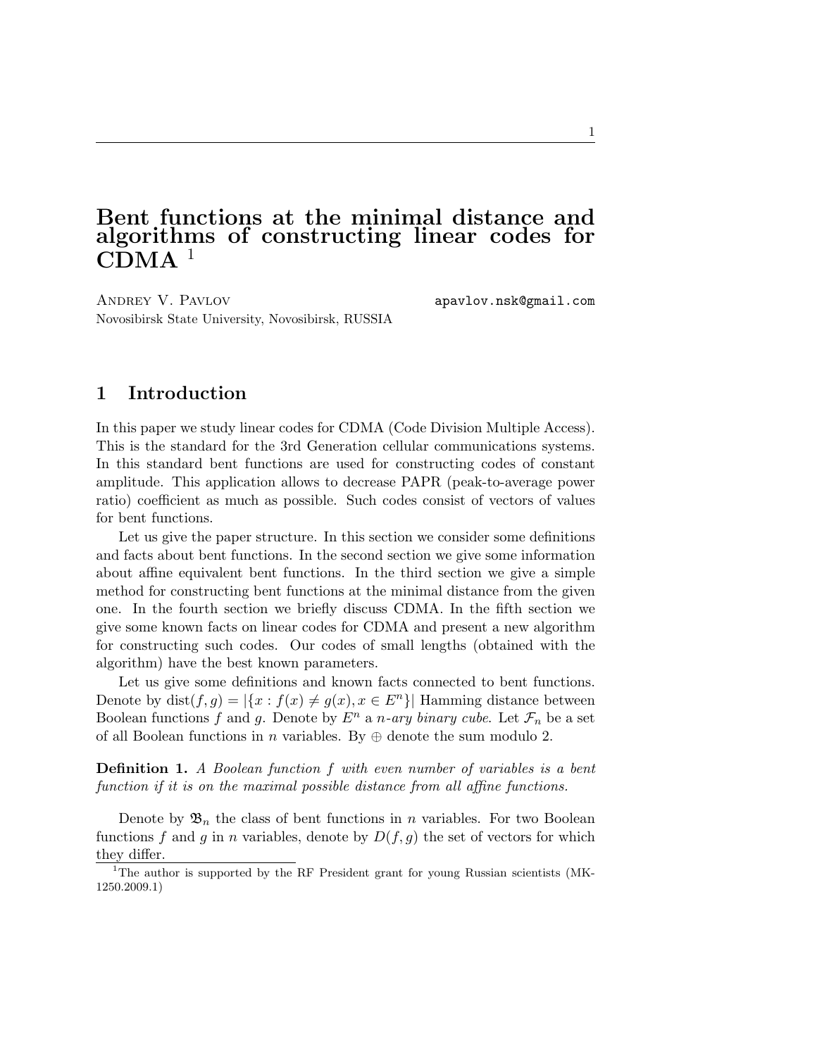# Bent functions at the minimal distance and algorithms of constructing linear codes for CDMA [1]

Andrey V. Pavlov apavlov.nsk@gmail.com

Novosibirsk State University, Novosibirsk, RUSSIA

## 1 Introduction

In this paper we study linear codes for CDMA (Code Division Multiple Access). This is the standard for the 3rd Generation cellular communications systems. In this standard bent functions are used for constructing codes of constant amplitude. This application allows to decrease PAPR (peak-to-average power ratio) coefficient as much as possible. Such codes consist of vectors of values for bent functions.

Let us give the paper structure. In this section we consider some definitions and facts about bent functions. In the second section we give some information about affine equivalent bent functions. In the third section we give a simple method for constructing bent functions at the minimal distance from the given one. In the fourth section we briefly discuss CDMA. In the fifth section we give some known facts on linear codes for CDMA and present a new algorithm for constructing such codes. Our codes of small lengths (obtained with the algorithm) have the best known parameters.

Let us give some definitions and known facts connected to bent functions. Denote by $\mathrm{dist}(f, g) = |\{x : f(x) \neq g(x), x \in E^n\}|$ Hamming distance between Boolean functions $f$ and $g$. Denote by $E^n$ a *n-ary binary cube*. Let $\mathcal{F}_n$ be a set of all Boolean functions in $n$ variables. By $\oplus$ denote the sum modulo 2.

**Definition 1.** *A Boolean function $f$ with even number of variables is a bent function if it is on the maximal possible distance from all affine functions.*

Denote by $\mathfrak{B}_n$ the class of bent functions in $n$ variables. For two Boolean functions $f$ and $g$ in $n$ variables, denote by $D(f, g)$ the set of vectors for which they differ.

[1] The author is supported by the RF President grant for young Russian scientists (MK-1250.2009.1)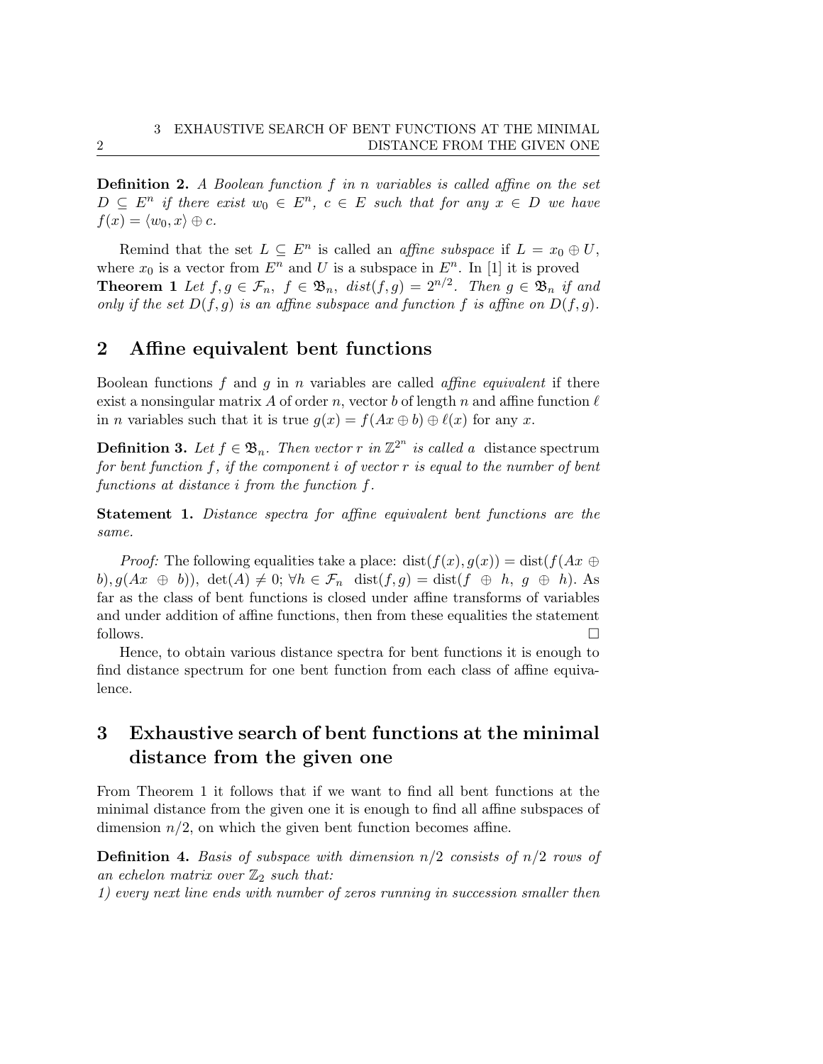**Definition 2.** *A Boolean function $f$ in $n$ variables is called affine on the set $D \subseteq E^n$ if there exist $w_0 \in E^n$, $c \in E$ such that for any $x \in D$ we have $f(x) = \langle w_0, x \rangle \oplus c$.*

Remind that the set $L \subseteq E^n$ is called an *affine subspace* if $L = x_0 \oplus U$, where $x_0$ is a vector from $E^n$ and $U$ is a subspace in $E^n$. In [1] it is proved

**Theorem 1** *Let $f, g \in \mathcal{F}_n$, $f \in \mathfrak{B}_n$, $dist(f,g) = 2^{n/2}$. Then $g \in \mathfrak{B}_n$ if and only if the set $D(f,g)$ is an affine subspace and function $f$ is affine on $D(f,g)$.*

## 2 Affine equivalent bent functions

Boolean functions $f$ and $g$ in $n$ variables are called *affine equivalent* if there exist a nonsingular matrix $A$ of order $n$, vector $b$ of length $n$ and affine function $\ell$ in $n$ variables such that it is true $g(x) = f(Ax \oplus b) \oplus \ell(x)$ for any $x$.

**Definition 3.** *Let $f \in \mathfrak{B}_n$. Then vector $r$ in $\mathbb{Z}^{2^n}$ is called a* distance spectrum *for bent function $f$, if the component $i$ of vector $r$ is equal to the number of bent functions at distance $i$ from the function $f$.*

**Statement 1.** *Distance spectra for affine equivalent bent functions are the same.*

*Proof:* The following equalities take a place: $\mathrm{dist}(f(x), g(x)) = \mathrm{dist}(f(Ax \oplus b), g(Ax \oplus b))$, $\det(A) \neq 0$; $\forall h \in \mathcal{F}_n$ $\mathrm{dist}(f, g) = \mathrm{dist}(f \oplus h, g \oplus h)$. As far as the class of bent functions is closed under affine transforms of variables and under addition of affine functions, then from these equalities the statement follows. $\square$

Hence, to obtain various distance spectra for bent functions it is enough to find distance spectrum for one bent function from each class of affine equivalence.

## 3 Exhaustive search of bent functions at the minimal distance from the given one

From Theorem 1 it follows that if we want to find all bent functions at the minimal distance from the given one it is enough to find all affine subspaces of dimension $n/2$, on which the given bent function becomes affine.

**Definition 4.** *Basis of subspace with dimension $n/2$ consists of $n/2$ rows of an echelon matrix over $\mathbb{Z}_2$ such that:*
*1) every next line ends with number of zeros running in succession smaller then*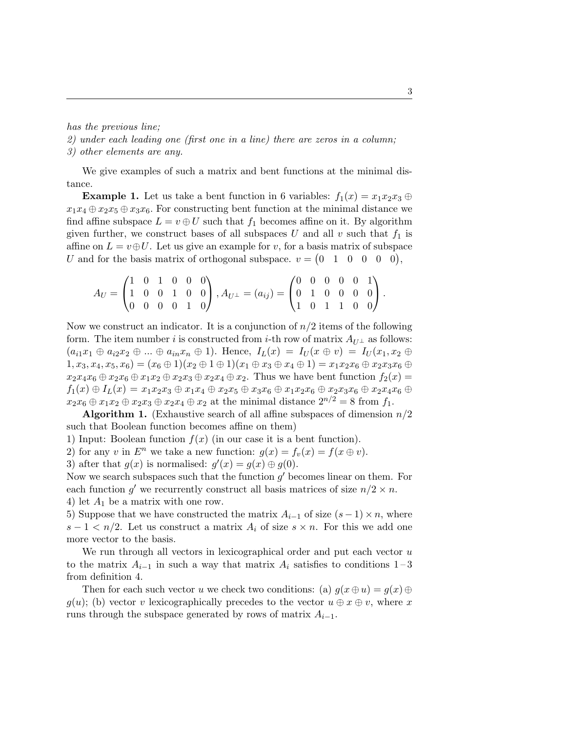*has the previous line;*
*2) under each leading one (first one in a line) there are zeros in a column;*
*3) other elements are any.*

We give examples of such a matrix and bent functions at the minimal distance.

**Example 1.** Let us take a bent function in 6 variables: $f_1(x) = x_1x_2x_3 \oplus x_1x_4 \oplus x_2x_5 \oplus x_3x_6$. For constructing bent function at the minimal distance we find affine subspace $L = v \oplus U$ such that $f_1$ becomes affine on it. By algorithm given further, we construct bases of all subspaces $U$ and all $v$ such that $f_1$ is affine on $L = v \oplus U$. Let us give an example for $v$, for a basis matrix of subspace $U$ and for the basis matrix of orthogonal subspace. $v = \begin{pmatrix} 0 & 1 & 0 & 0 & 0 & 0 \end{pmatrix}$,

$$A_U = \begin{pmatrix} 1 & 0 & 1 & 0 & 0 & 0 \\ 1 & 0 & 0 & 1 & 0 & 0 \\ 0 & 0 & 0 & 0 & 1 & 0 \end{pmatrix}, A_{U^\perp} = (a_{ij}) = \begin{pmatrix} 0 & 0 & 0 & 0 & 0 & 1 \\ 0 & 1 & 0 & 0 & 0 & 0 \\ 1 & 0 & 1 & 1 & 0 & 0 \end{pmatrix}.$$

Now we construct an indicator. It is a conjunction of $n/2$ items of the following form. The item number $i$ is constructed from $i$-th row of matrix $A_{U^\perp}$ as follows: $(a_{i1}x_1 \oplus a_{i2}x_2 \oplus \ldots \oplus a_{in}x_n \oplus 1)$. Hence, $I_L(x) = I_U(x \oplus v) = I_U(x_1, x_2 \oplus 1, x_3, x_4, x_5, x_6) = (x_6 \oplus 1)(x_2 \oplus 1 \oplus 1)(x_1 \oplus x_3 \oplus x_4 \oplus 1) = x_1x_2x_6 \oplus x_2x_3x_6 \oplus x_2x_4x_6 \oplus x_2x_6 \oplus x_1x_2 \oplus x_2x_3 \oplus x_2x_4 \oplus x_2$. Thus we have bent function $f_2(x) = f_1(x) \oplus I_L(x) = x_1x_2x_3 \oplus x_1x_4 \oplus x_2x_5 \oplus x_3x_6 \oplus x_1x_2x_6 \oplus x_2x_3x_6 \oplus x_2x_4x_6 \oplus x_2x_6 \oplus x_1x_2 \oplus x_2x_3 \oplus x_2x_4 \oplus x_2$ at the minimal distance $2^{n/2} = 8$ from $f_1$.

**Algorithm 1.** (Exhaustive search of all affine subspaces of dimension $n/2$ such that Boolean function becomes affine on them)
1) Input: Boolean function $f(x)$ (in our case it is a bent function).
2) for any $v$ in $E^n$ we take a new function: $g(x) = f_v(x) = f(x \oplus v)$.
3) after that $g(x)$ is normalised: $g'(x) = g(x) \oplus g(0)$.
Now we search subspaces such that the function $g'$ becomes linear on them. For each function $g'$ we recurrently construct all basis matrices of size $n/2 \times n$.
4) let $A_1$ be a matrix with one row.
5) Suppose that we have constructed the matrix $A_{i-1}$ of size $(s-1) \times n$, where $s - 1 < n/2$. Let us construct a matrix $A_i$ of size $s \times n$. For this we add one more vector to the basis.

We run through all vectors in lexicographical order and put each vector $u$ to the matrix $A_{i-1}$ in such a way that matrix $A_i$ satisfies to conditions 1–3 from definition 4.

Then for each such vector $u$ we check two conditions: (a) $g(x \oplus u) = g(x) \oplus g(u)$; (b) vector $v$ lexicographically precedes to the vector $u \oplus x \oplus v$, where $x$ runs through the subspace generated by rows of matrix $A_{i-1}$.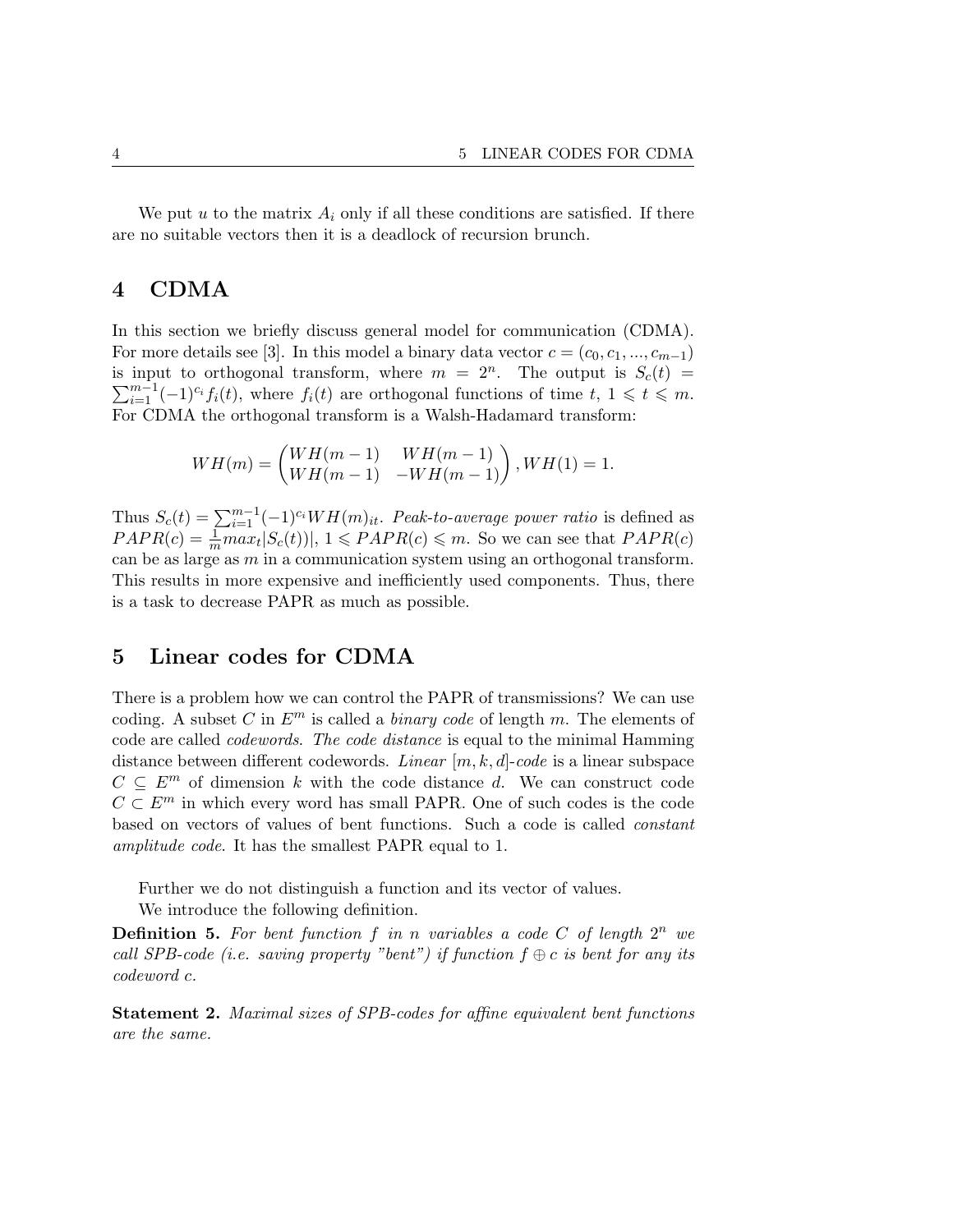We put $u$ to the matrix $A_i$ only if all these conditions are satisfied. If there are no suitable vectors then it is a deadlock of recursion brunch.

## 4 CDMA

In this section we briefly discuss general model for communication (CDMA). For more details see [3]. In this model a binary data vector $c = (c_0, c_1, ..., c_{m-1})$ is input to orthogonal transform, where $m = 2^n$. The output is $S_c(t) = \sum_{i=1}^{m-1} (-1)^{c_i} f_i(t)$, where $f_i(t)$ are orthogonal functions of time $t$, $1 \leqslant t \leqslant m$. For CDMA the orthogonal transform is a Walsh-Hadamard transform:

$$WH(m) = \begin{pmatrix} WH(m-1) & WH(m-1) \\ WH(m-1) & -WH(m-1) \end{pmatrix}, WH(1) = 1.$$

Thus $S_c(t) = \sum_{i=1}^{m-1} (-1)^{c_i} WH(m)_{it}$. *Peak-to-average power ratio* is defined as $PAPR(c) = \frac{1}{m} max_t |S_c(t))|$, $1 \leqslant PAPR(c) \leqslant m$. So we can see that $PAPR(c)$ can be as large as $m$ in a communication system using an orthogonal transform. This results in more expensive and inefficiently used components. Thus, there is a task to decrease PAPR as much as possible.

## 5 Linear codes for CDMA

There is a problem how we can control the PAPR of transmissions? We can use coding. A subset $C$ in $E^m$ is called a *binary code* of length $m$. The elements of code are called *codewords*. *The code distance* is equal to the minimal Hamming distance between different codewords. *Linear $[m, k, d]$-code* is a linear subspace $C \subseteq E^m$ of dimension $k$ with the code distance $d$. We can construct code $C \subset E^m$ in which every word has small PAPR. One of such codes is the code based on vectors of values of bent functions. Such a code is called *constant amplitude code*. It has the smallest PAPR equal to 1.

Further we do not distinguish a function and its vector of values.

We introduce the following definition.

**Definition 5.** *For bent function $f$ in $n$ variables a code $C$ of length $2^n$ we call SPB-code (i.e. saving property "bent") if function $f \oplus c$ is bent for any its codeword $c$.*

**Statement 2.** *Maximal sizes of SPB-codes for affine equivalent bent functions are the same.*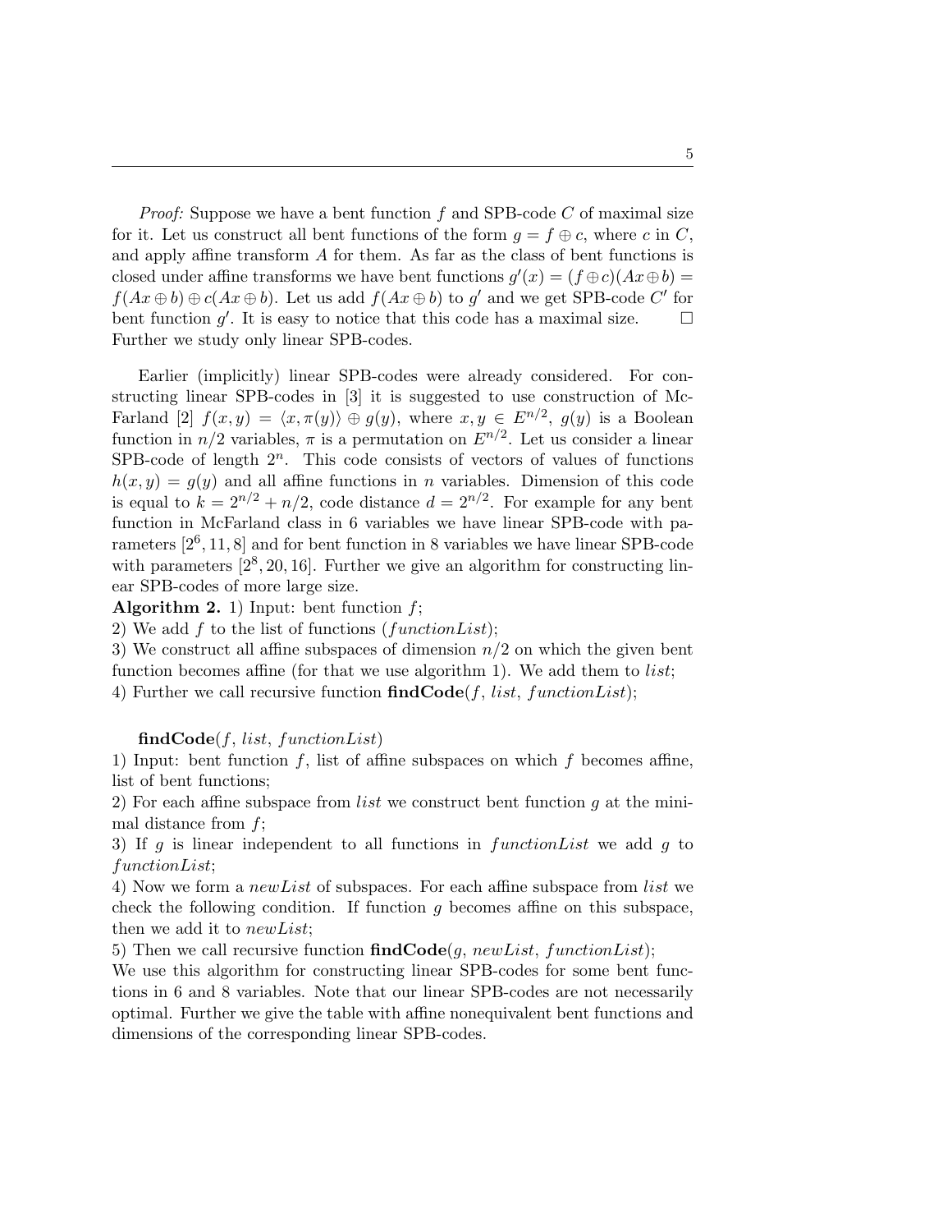*Proof:* Suppose we have a bent function $f$ and SPB-code $C$ of maximal size for it. Let us construct all bent functions of the form $g = f \oplus c$, where $c$ in $C$, and apply affine transform $A$ for them. As far as the class of bent functions is closed under affine transforms we have bent functions $g'(x) = (f \oplus c)(Ax \oplus b) = f(Ax \oplus b) \oplus c(Ax \oplus b)$. Let us add $f(Ax \oplus b)$ to $g'$ and we get SPB-code $C'$ for bent function $g'$. It is easy to notice that this code has a maximal size. $\square$
Further we study only linear SPB-codes.

Earlier (implicitly) linear SPB-codes were already considered. For constructing linear SPB-codes in [3] it is suggested to use construction of McFarland [2] $f(x, y) = \langle x, \pi(y) \rangle \oplus g(y)$, where $x, y \in E^{n/2}$, $g(y)$ is a Boolean function in $n/2$ variables, $\pi$ is a permutation on $E^{n/2}$. Let us consider a linear SPB-code of length $2^n$. This code consists of vectors of values of functions $h(x, y) = g(y)$ and all affine functions in $n$ variables. Dimension of this code is equal to $k = 2^{n/2} + n/2$, code distance $d = 2^{n/2}$. For example for any bent function in McFarland class in 6 variables we have linear SPB-code with parameters $[2^6, 11, 8]$ and for bent function in 8 variables we have linear SPB-code with parameters $[2^8, 20, 16]$. Further we give an algorithm for constructing linear SPB-codes of more large size.

**Algorithm 2.** 1) Input: bent function $f$;

2) We add $f$ to the list of functions ($functionList$);

3) We construct all affine subspaces of dimension $n/2$ on which the given bent function becomes affine (for that we use algorithm 1). We add them to $list$;

4) Further we call recursive function **findCode**($f$, $list$, $functionList$);

**findCode**($f$, $list$, $functionList$)

1) Input: bent function $f$, list of affine subspaces on which $f$ becomes affine, list of bent functions;

2) For each affine subspace from $list$ we construct bent function $g$ at the minimal distance from $f$;

3) If $g$ is linear independent to all functions in $functionList$ we add $g$ to $functionList$;

4) Now we form a $newList$ of subspaces. For each affine subspace from $list$ we check the following condition. If function $g$ becomes affine on this subspace, then we add it to $newList$;

5) Then we call recursive function **findCode**($g$, $newList$, $functionList$);

We use this algorithm for constructing linear SPB-codes for some bent functions in 6 and 8 variables. Note that our linear SPB-codes are not necessarily optimal. Further we give the table with affine nonequivalent bent functions and dimensions of the corresponding linear SPB-codes.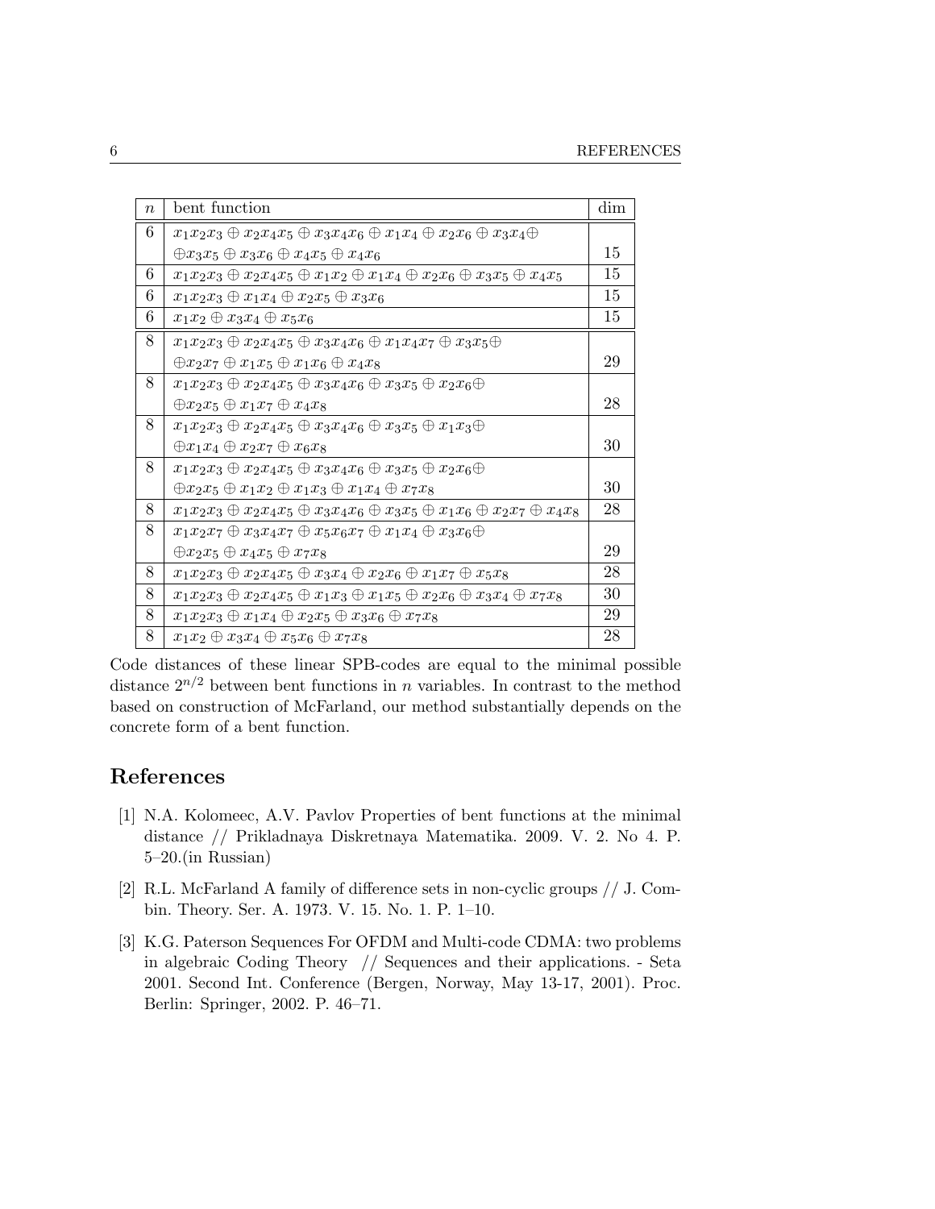| $n$ | bent function | dim |
|---|---|---|
| 6 | $x_1x_2x_3 \oplus x_2x_4x_5 \oplus x_3x_4x_6 \oplus x_1x_4 \oplus x_2x_6 \oplus x_3x_4 \oplus$ $\oplus x_3x_5 \oplus x_3x_6 \oplus x_4x_5 \oplus x_4x_6$ | 15 |
| 6 | $x_1x_2x_3 \oplus x_2x_4x_5 \oplus x_1x_2 \oplus x_1x_4 \oplus x_2x_6 \oplus x_3x_5 \oplus x_4x_5$ | 15 |
| 6 | $x_1x_2x_3 \oplus x_1x_4 \oplus x_2x_5 \oplus x_3x_6$ | 15 |
| 6 | $x_1x_2 \oplus x_3x_4 \oplus x_5x_6$ | 15 |
| 8 | $x_1x_2x_3 \oplus x_2x_4x_5 \oplus x_3x_4x_6 \oplus x_1x_4x_7 \oplus x_3x_5 \oplus$ $\oplus x_2x_7 \oplus x_1x_5 \oplus x_1x_6 \oplus x_4x_8$ | 29 |
| 8 | $x_1x_2x_3 \oplus x_2x_4x_5 \oplus x_3x_4x_6 \oplus x_3x_5 \oplus x_2x_6 \oplus$ $\oplus x_2x_5 \oplus x_1x_7 \oplus x_4x_8$ | 28 |
| 8 | $x_1x_2x_3 \oplus x_2x_4x_5 \oplus x_3x_4x_6 \oplus x_3x_5 \oplus x_1x_3 \oplus$ $\oplus x_1x_4 \oplus x_2x_7 \oplus x_6x_8$ | 30 |
| 8 | $x_1x_2x_3 \oplus x_2x_4x_5 \oplus x_3x_4x_6 \oplus x_3x_5 \oplus x_2x_6 \oplus$ $\oplus x_2x_5 \oplus x_1x_2 \oplus x_1x_3 \oplus x_1x_4 \oplus x_7x_8$ | 30 |
| 8 | $x_1x_2x_3 \oplus x_2x_4x_5 \oplus x_3x_4x_6 \oplus x_3x_5 \oplus x_1x_6 \oplus x_2x_7 \oplus x_4x_8$ | 28 |
| 8 | $x_1x_2x_7 \oplus x_3x_4x_7 \oplus x_5x_6x_7 \oplus x_1x_4 \oplus x_3x_6 \oplus$ $\oplus x_2x_5 \oplus x_4x_5 \oplus x_7x_8$ | 29 |
| 8 | $x_1x_2x_3 \oplus x_2x_4x_5 \oplus x_3x_4 \oplus x_2x_6 \oplus x_1x_7 \oplus x_5x_8$ | 28 |
| 8 | $x_1x_2x_3 \oplus x_2x_4x_5 \oplus x_1x_3 \oplus x_1x_5 \oplus x_2x_6 \oplus x_3x_4 \oplus x_7x_8$ | 30 |
| 8 | $x_1x_2x_3 \oplus x_1x_4 \oplus x_2x_5 \oplus x_3x_6 \oplus x_7x_8$ | 29 |
| 8 | $x_1x_2 \oplus x_3x_4 \oplus x_5x_6 \oplus x_7x_8$ | 28 |

Code distances of these linear SPB-codes are equal to the minimal possible distance $2^{n/2}$ between bent functions in $n$ variables. In contrast to the method based on construction of McFarland, our method substantially depends on the concrete form of a bent function.

## References

[1] N.A. Kolomeec, A.V. Pavlov Properties of bent functions at the minimal distance // Prikladnaya Diskretnaya Matematika. 2009. V. 2. No 4. P. 5–20.(in Russian)

[2] R.L. McFarland A family of difference sets in non-cyclic groups // J. Combin. Theory. Ser. A. 1973. V. 15. No. 1. P. 1–10.

[3] K.G. Paterson Sequences For OFDM and Multi-code CDMA: two problems in algebraic Coding Theory // Sequences and their applications. - Seta 2001. Second Int. Conference (Bergen, Norway, May 13-17, 2001). Proc. Berlin: Springer, 2002. P. 46–71.